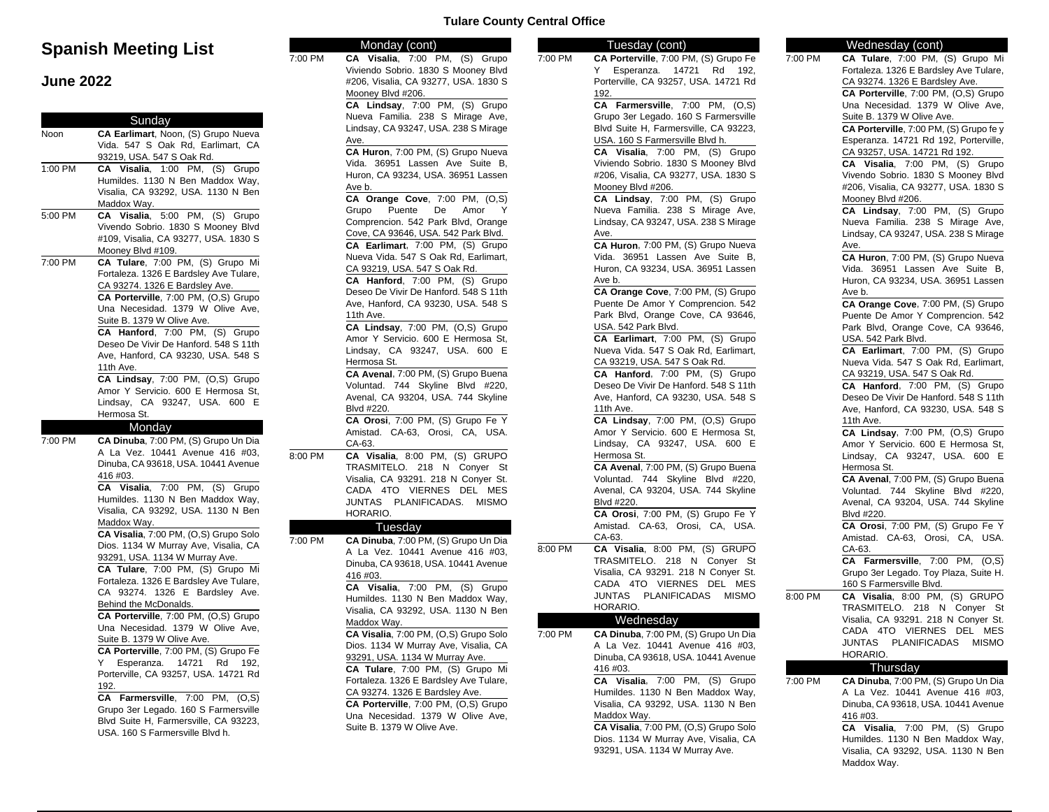# Spanish Meeting List

## June 2022

### Sunday

**Noon**

**CA Earlimart**, Noon, (S) Grupo Nueva Vida. 547 S Oak Rd, Earlimart, CA 93219, USA. 547 S Oak Rd.

**1:00 PM**

**CA Visalia**, 1:00 PM, (S) Grupo Humildes. 1130 N Ben Maddox Way, Visalia, CA 93292, USA. 1130 N Ben Maddox Way.

**5:00 PM**

**CA Visalia**, 5:00 PM, (S) Grupo Vivendo Sobrio. 1830 S Mooney Blvd #109, Visalia, CA 93277, USA. 1830 S Mooney Blvd #109.

**7:00 PM**

**CA Tulare**, 7:00 PM, (S) Grupo Mi Fortaleza. 1326 E Bardsley Ave Tulare, CA 93274. 1326 E Bardsley Ave.

**CA Porterville**, 7:00 PM, (O,S) Grupo Una Necesidad. 1379 W Olive Ave, Suite B. 1379 W Olive Ave.

**CA Hanford**, 7:00 PM, (S) Grupo Deseo De Vivir De Hanford. 548 S 11th Ave, Hanford, CA 93230, USA. 548 S 11th Ave.

**CA Lindsay**, 7:00 PM, (O,S) Grupo Amor Y Servicio. 600 E Hermosa St, Lindsay, CA 93247, USA. 600 E Hermosa St.

### Monday

**7:00 PM**

**CA Dinuba**, 7:00 PM, (S) Grupo Un Dia A La Vez. 10441 Avenue 416 #03, Dinuba, CA 93618, USA. 10441 Avenue 416 #03.

**CA Visalia**, 7:00 PM, (S) Grupo Humildes. 1130 N Ben Maddox Way, Visalia, CA 93292, USA. 1130 N Ben Maddox Way.

**CA Visalia**, 7:00 PM, (O,S) Grupo Solo Dios. 1134 W Murray Ave, Visalia, CA 93291, USA. 1134 W Murray Ave.

**CA Tulare**, 7:00 PM, (S) Grupo Mi Fortaleza. 1326 E Bardsley Ave Tulare, CA 93274. 1326 E Bardsley Ave. Behind the McDonalds.

**CA Porterville**, 7:00 PM, (O,S) Grupo Una Necesidad. 1379 W Olive Ave, Suite B. 1379 W Olive Ave.

**CA Porterville**, 7:00 PM, (S) Grupo Fe Y Esperanza. 14721 Rd 192, Porterville, CA 93257, USA. 14721 Rd 192.

**CA Farmersville**, 7:00 PM, (O,S) Grupo 3er Legado. 160 S Farmersville Blvd Suite H, Farmersville, CA 93223, USA. 160 S Farmersville Blvd h.

### Monday (cont)

**7:00 PM**

**CA Visalia**, 7:00 PM, (S) Grupo Viviendo Sobrio. 1830 S Mooney Blvd #206, Visalia, CA 93277, USA. 1830 S Mooney Blvd #206.

**CA Lindsay**, 7:00 PM, (S) Grupo Nueva Familia. 238 S Mirage Ave, Lindsay, CA 93247, USA. 238 S Mirage Ave.

**CA Huron**, 7:00 PM, (S) Grupo Nueva Vida. 36951 Lassen Ave Suite B, Huron, CA 93234, USA. 36951 Lassen Ave b.

**CA Orange Cove**, 7:00 PM, (O,S) Grupo Puente De Amor Y Comprencion. 542 Park Blvd, Orange Cove, CA 93646, USA. 542 Park Blvd.

**CA Earlimart**, 7:00 PM, (S) Grupo Nueva Vida. 547 S Oak Rd, Earlimart, CA 93219, USA. 547 S Oak Rd.

**CA Hanford**, 7:00 PM, (S) Grupo Deseo De Vivir De Hanford. 548 S 11th Ave, Hanford, CA 93230, USA. 548 S 11th Ave.

**CA Lindsay**, 7:00 PM, (O,S) Grupo Amor Y Servicio. 600 E Hermosa St, Lindsay, CA 93247, USA. 600 E Hermosa St.

**CA Avenal**, 7:00 PM, (S) Grupo Buena Voluntad. 744 Skyline Blvd #220, Avenal, CA 93204, USA. 744 Skyline Blvd #220.

**CA Orosi**, 7:00 PM, (S) Grupo Fe Y Amistad. CA-63, Orosi, CA, USA. CA-63.

**8:00 PM**

**CA Visalia**, 8:00 PM, (S) GRUPO TRASMITELO. 218 N Conyer St Visalia, CA 93291. 218 N Conyer St. CADA 4TO VIERNES DEL MES JUNTAS PLANIFICADAS. MISMO HORARIO.

### Tuesday

**7:00 PM**

**CA Dinuba**, 7:00 PM, (S) Grupo Un Dia A La Vez. 10441 Avenue 416 #03, Dinuba, CA 93618, USA. 10441 Avenue 416 #03.

**CA Visalia**, 7:00 PM, (S) Grupo Humildes. 1130 N Ben Maddox Way, Visalia, CA 93292, USA. 1130 N Ben Maddox Way.

**CA Visalia**, 7:00 PM, (O,S) Grupo Solo Dios. 1134 W Murray Ave, Visalia, CA 93291, USA. 1134 W Murray Ave.

**CA Tulare**, 7:00 PM, (S) Grupo Mi Fortaleza. 1326 E Bardsley Ave Tulare, CA 93274. 1326 E Bardsley Ave.

**CA Porterville**, 7:00 PM, (O,S) Grupo Una Necesidad. 1379 W Olive Ave, Suite B. 1379 W Olive Ave.

### Tuesday (cont)

**7:00 PM**

**CA Porterville**, 7:00 PM, (S) Grupo Fe Y Esperanza. 14721 Rd 192, Porterville, CA 93257, USA. 14721 Rd 192.

**CA Farmersville**, 7:00 PM, (O,S) Grupo 3er Legado. 160 S Farmersville Blvd Suite H, Farmersville, CA 93223, USA. 160 S Farmersville Blvd h.

**CA Visalia**, 7:00 PM, (S) Grupo Viviendo Sobrio. 1830 S Mooney Blvd #206, Visalia, CA 93277, USA. 1830 S Mooney Blvd #206.

**CA Lindsay**, 7:00 PM, (S) Grupo Nueva Familia. 238 S Mirage Ave, Lindsay, CA 93247, USA. 238 S Mirage Ave.

**CA Huron**, 7:00 PM, (S) Grupo Nueva Vida. 36951 Lassen Ave Suite B, Huron, CA 93234, USA. 36951 Lassen Ave b.

**CA Orange Cove**, 7:00 PM, (S) Grupo Puente De Amor Y Comprencion. 542 Park Blvd, Orange Cove, CA 93646, USA. 542 Park Blvd.

**CA Earlimart**, 7:00 PM, (S) Grupo Nueva Vida. 547 S Oak Rd, Earlimart, CA 93219, USA. 547 S Oak Rd.

**CA Hanford**, 7:00 PM, (S) Grupo Deseo De Vivir De Hanford. 548 S 11th Ave, Hanford, CA 93230, USA. 548 S 11th Ave.

**CA Lindsay**, 7:00 PM, (O,S) Grupo Amor Y Servicio. 600 E Hermosa St, Lindsay, CA 93247, USA. 600 E Hermosa St.

**CA Avenal**, 7:00 PM, (S) Grupo Buena Voluntad. 744 Skyline Blvd #220, Avenal, CA 93204, USA. 744 Skyline Blvd #220.

**CA Orosi**, 7:00 PM, (S) Grupo Fe Y Amistad. CA-63, Orosi, CA, USA. CA-63.

**8:00 PM**

**CA Visalia**, 8:00 PM, (S) GRUPO TRASMITELO. 218 N Conyer St Visalia, CA 93291. 218 N Conyer St. CADA 4TO VIERNES DEL MES JUNTAS PLANIFICADAS MISMO HORARIO.

### Wednesday

**7:00 PM**

**CA Dinuba**, 7:00 PM, (S) Grupo Un Dia A La Vez. 10441 Avenue 416 #03, Dinuba, CA 93618, USA. 10441 Avenue 416 #03.

**CA Visalia**, 7:00 PM, (S) Grupo Humildes. 1130 N Ben Maddox Way, Visalia, CA 93292, USA. 1130 N Ben Maddox Way.

**CA Visalia**, 7:00 PM, (O,S) Grupo Solo Dios. 1134 W Murray Ave, Visalia, CA 93291, USA. 1134 W Murray Ave.

### Wednesday (cont)

**7:00 PM**

**CA Tulare**, 7:00 PM, (S) Grupo Mi Fortaleza. 1326 E Bardsley Ave Tulare, CA 93274. 1326 E Bardsley Ave.

**CA Porterville**, 7:00 PM, (O,S) Grupo Una Necesidad. 1379 W Olive Ave, Suite B. 1379 W Olive Ave.

**CA Porterville**, 7:00 PM, (S) Grupo fe y Esperanza. 14721 Rd 192, Porterville, CA 93257, USA. 14721 Rd 192.

**CA Visalia**, 7:00 PM, (S) Grupo Vivendo Sobrio. 1830 S Mooney Blvd #206, Visalia, CA 93277, USA. 1830 S Mooney Blvd #206.

**CA Lindsay**, 7:00 PM, (S) Grupo Nueva Familia. 238 S Mirage Ave, Lindsay, CA 93247, USA. 238 S Mirage Ave.

**CA Huron**, 7:00 PM, (S) Grupo Nueva Vida. 36951 Lassen Ave Suite B, Huron, CA 93234, USA. 36951 Lassen Ave b.

**CA Orange Cove**, 7:00 PM, (S) Grupo Puente De Amor Y Comprencion. 542 Park Blvd, Orange Cove, CA 93646, USA. 542 Park Blvd.

**CA Earlimart**, 7:00 PM, (S) Grupo Nueva Vida. 547 S Oak Rd, Earlimart, CA 93219, USA. 547 S Oak Rd.

**CA Hanford**, 7:00 PM, (S) Grupo Deseo De Vivir De Hanford. 548 S 11th Ave, Hanford, CA 93230, USA. 548 S 11th Ave.

**CA Lindsay**, 7:00 PM, (O,S) Grupo Amor Y Servicio. 600 E Hermosa St, Lindsay, CA 93247, USA. 600 E Hermosa St.

**CA Avenal**, 7:00 PM, (S) Grupo Buena Voluntad. 744 Skyline Blvd #220, Avenal, CA 93204, USA. 744 Skyline Blvd #220.

**CA Orosi**, 7:00 PM, (S) Grupo Fe Y Amistad. CA-63, Orosi, CA, USA. CA-63.

**CA Farmersville**, 7:00 PM, (O,S) Grupo 3er Legado. Toy Plaza, Suite H. 160 S Farmersville Blvd.

**8:00 PM**

**CA Visalia**, 8:00 PM, (S) GRUPO TRASMITELO. 218 N Conyer St Visalia, CA 93291. 218 N Conyer St. CADA 4TO VIERNES DEL MES JUNTAS PLANIFICADAS MISMO HORARIO.

### Thursday

**7:00 PM**

**CA Dinuba**, 7:00 PM, (S) Grupo Un Dia A La Vez. 10441 Avenue 416 #03, Dinuba, CA 93618, USA. 10441 Avenue 416 #03.

**CA Visalia**, 7:00 PM, (S) Grupo Humildes. 1130 N Ben Maddox Way, Visalia, CA 93292, USA. 1130 N Ben Maddox Way.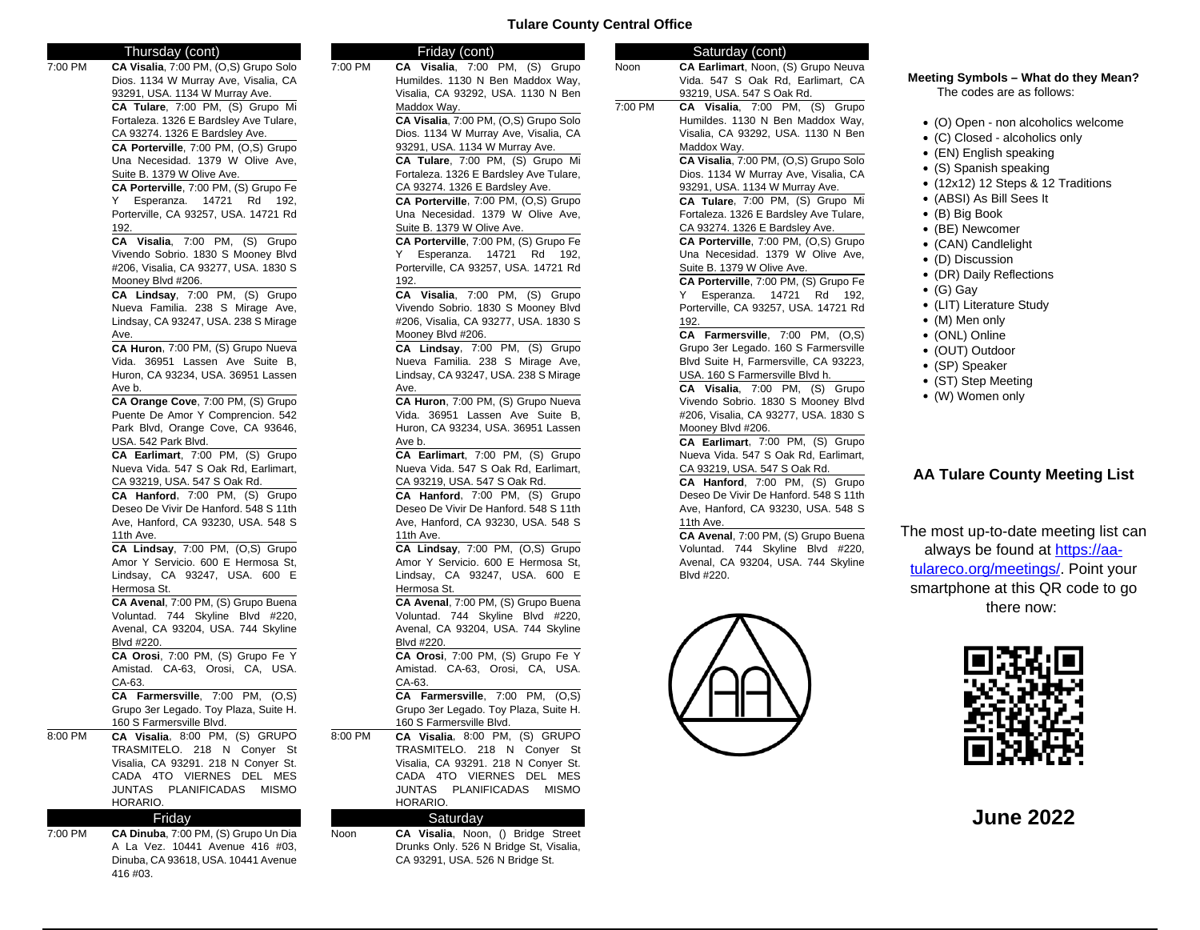# Tulare County Central Office

## Thursday (cont)

**7:00 PM**

**CA Visalia**, 7:00 PM, (O,S) Grupo Solo Dios. 1134 W Murray Ave, Visalia, CA 93291, USA. 1134 W Murray Ave.

**CA Tulare**, 7:00 PM, (S) Grupo Mi Fortaleza. 1326 E Bardsley Ave Tulare, CA 93274. 1326 E Bardsley Ave.

**CA Porterville**, 7:00 PM, (O,S) Grupo Una Necesidad. 1379 W Olive Ave, Suite B. 1379 W Olive Ave.

**CA Porterville**, 7:00 PM, (S) Grupo Fe Y Esperanza. 14721 Rd 192, Porterville, CA 93257, USA. 14721 Rd 192.

**CA Visalia**, 7:00 PM, (S) Grupo Vivendo Sobrio. 1830 S Mooney Blvd #206, Visalia, CA 93277, USA. 1830 S Mooney Blvd #206.

**CA Lindsay**, 7:00 PM, (S) Grupo Nueva Familia. 238 S Mirage Ave, Lindsay, CA 93247, USA. 238 S Mirage Ave.

**CA Huron**, 7:00 PM, (S) Grupo Nueva Vida. 36951 Lassen Ave Suite B, Huron, CA 93234, USA. 36951 Lassen Ave b.

**CA Orange Cove**, 7:00 PM, (S) Grupo Puente De Amor Y Comprencion. 542 Park Blvd, Orange Cove, CA 93646, USA. 542 Park Blvd.

**CA Earlimart**, 7:00 PM, (S) Grupo Nueva Vida. 547 S Oak Rd, Earlimart, CA 93219, USA. 547 S Oak Rd.

**CA Hanford**, 7:00 PM, (S) Grupo Deseo De Vivir De Hanford. 548 S 11th Ave, Hanford, CA 93230, USA. 548 S 11th Ave.

**CA Lindsay**, 7:00 PM, (O,S) Grupo Amor Y Servicio. 600 E Hermosa St, Lindsay, CA 93247, USA. 600 E Hermosa St.

**CA Avenal**, 7:00 PM, (S) Grupo Buena Voluntad. 744 Skyline Blvd #220, Avenal, CA 93204, USA. 744 Skyline Blvd #220.

**CA Orosi**, 7:00 PM, (S) Grupo Fe Y Amistad. CA-63, Orosi, CA, USA. CA-63.

**CA Farmersville**, 7:00 PM, (O,S) Grupo 3er Legado. Toy Plaza, Suite H. 160 S Farmersville Blvd.

**8:00 PM**

**CA Visalia**, 8:00 PM, (S) GRUPO TRASMITELO. 218 N Conyer St Visalia, CA 93291. 218 N Conyer St. CADA 4TO VIERNES DEL MES JUNTAS PLANIFICADAS MISMO HORARIO.

## Friday

**7:00 PM**

**CA Dinuba**, 7:00 PM, (S) Grupo Un Dia A La Vez. 10441 Avenue 416 #03, Dinuba, CA 93618, USA. 10441 Avenue 416 #03.

## Friday (cont)

**7:00 PM**

**CA Visalia**, 7:00 PM, (S) Grupo Humildes. 1130 N Ben Maddox Way, Visalia, CA 93292, USA. 1130 N Ben Maddox Way.

**CA Visalia**, 7:00 PM, (O,S) Grupo Solo Dios. 1134 W Murray Ave, Visalia, CA 93291, USA. 1134 W Murray Ave.

**CA Tulare**, 7:00 PM, (S) Grupo Mi Fortaleza. 1326 E Bardsley Ave Tulare, CA 93274. 1326 E Bardsley Ave.

**CA Porterville**, 7:00 PM, (O,S) Grupo Una Necesidad. 1379 W Olive Ave, Suite B. 1379 W Olive Ave.

**CA Porterville**, 7:00 PM, (S) Grupo Fe Y Esperanza. 14721 Rd 192, Porterville, CA 93257, USA. 14721 Rd 192.

**CA Visalia**, 7:00 PM, (S) Grupo Vivendo Sobrio. 1830 S Mooney Blvd #206, Visalia, CA 93277, USA. 1830 S Mooney Blvd #206.

**CA Lindsay**, 7:00 PM, (S) Grupo Nueva Familia. 238 S Mirage Ave, Lindsay, CA 93247, USA. 238 S Mirage Ave.

**CA Huron**, 7:00 PM, (S) Grupo Nueva Vida. 36951 Lassen Ave Suite B, Huron, CA 93234, USA. 36951 Lassen Ave b.

**CA Earlimart**, 7:00 PM, (S) Grupo Nueva Vida. 547 S Oak Rd, Earlimart, CA 93219, USA. 547 S Oak Rd.

**CA Hanford**, 7:00 PM, (S) Grupo Deseo De Vivir De Hanford. 548 S 11th Ave, Hanford, CA 93230, USA. 548 S 11th Ave.

**CA Lindsay**, 7:00 PM, (O,S) Grupo Amor Y Servicio. 600 E Hermosa St, Lindsay, CA 93247, USA. 600 E Hermosa St.

**CA Avenal**, 7:00 PM, (S) Grupo Buena Voluntad. 744 Skyline Blvd #220, Avenal, CA 93204, USA. 744 Skyline Blvd #220.

**CA Orosi**, 7:00 PM, (S) Grupo Fe Y Amistad. CA-63, Orosi, CA, USA. CA-63.

**CA Farmersville**, 7:00 PM, (O,S) Grupo 3er Legado. Toy Plaza, Suite H. 160 S Farmersville Blvd.

**8:00 PM**

**CA Visalia**, 8:00 PM, (S) GRUPO TRASMITELO. 218 N Conyer St Visalia, CA 93291. 218 N Conyer St. CADA 4TO VIERNES DEL MES JUNTAS PLANIFICADAS MISMO HORARIO.

## Saturday

**Noon**

**CA Visalia**, Noon, () Bridge Street Drunks Only. 526 N Bridge St, Visalia, CA 93291, USA. 526 N Bridge St.

## Saturday (cont)

**Noon**

**CA Earlimart**, Noon, (S) Grupo Neuva Vida. 547 S Oak Rd, Earlimart, CA 93219, USA. 547 S Oak Rd.

**7:00 PM**

**CA Visalia**, 7:00 PM, (S) Grupo Humildes. 1130 N Ben Maddox Way, Visalia, CA 93292, USA. 1130 N Ben Maddox Way.

**CA Visalia**, 7:00 PM, (O,S) Grupo Solo Dios. 1134 W Murray Ave, Visalia, CA 93291, USA. 1134 W Murray Ave.

**CA Tulare**, 7:00 PM, (S) Grupo Mi Fortaleza. 1326 E Bardsley Ave Tulare, CA 93274. 1326 E Bardsley Ave.

**CA Porterville**, 7:00 PM, (O,S) Grupo Una Necesidad. 1379 W Olive Ave, Suite B. 1379 W Olive Ave.

**CA Porterville**, 7:00 PM, (S) Grupo Fe Y Esperanza. 14721 Rd 192, Porterville, CA 93257, USA. 14721 Rd 192.

**CA Farmersville**, 7:00 PM, (O,S) Grupo 3er Legado. 160 S Farmersville Blvd Suite H, Farmersville, CA 93223, USA. 160 S Farmersville Blvd h.

**CA Visalia**, 7:00 PM, (S) Grupo Vivendo Sobrio. 1830 S Mooney Blvd #206, Visalia, CA 93277, USA. 1830 S Mooney Blvd #206.

**CA Earlimart**, 7:00 PM, (S) Grupo Nueva Vida. 547 S Oak Rd, Earlimart, CA 93219, USA. 547 S Oak Rd.

**CA Hanford**, 7:00 PM, (S) Grupo Deseo De Vivir De Hanford. 548 S 11th Ave, Hanford, CA 93230, USA. 548 S 11th Ave.

**CA Avenal**, 7:00 PM, (S) Grupo Buena Voluntad. 744 Skyline Blvd #220, Avenal, CA 93204, USA. 744 Skyline Blvd #220.

### Meeting Symbols – What do they Mean?

The codes are as follows:

- (O) Open - non alcoholics welcome
- (C) Closed - alcoholics only
- (EN) English speaking
- (S) Spanish speaking
- (12x12) 12 Steps & 12 Traditions
- (ABSI) As Bill Sees It
- (B) Big Book
- (BE) Newcomer
- (CAN) Candlelight
- (D) Discussion
- (DR) Daily Reflections
- (G) Gay
- (LIT) Literature Study
- (M) Men only
- (ONL) Online
- (OUT) Outdoor
- (SP) Speaker
- (ST) Step Meeting
- (W) Women only

## AA Tulare County Meeting List

The most up-to-date meeting list can always be found at https://aa-tulareco.org/meetings/. Point your smartphone at this QR code to go there now:

## June 2022